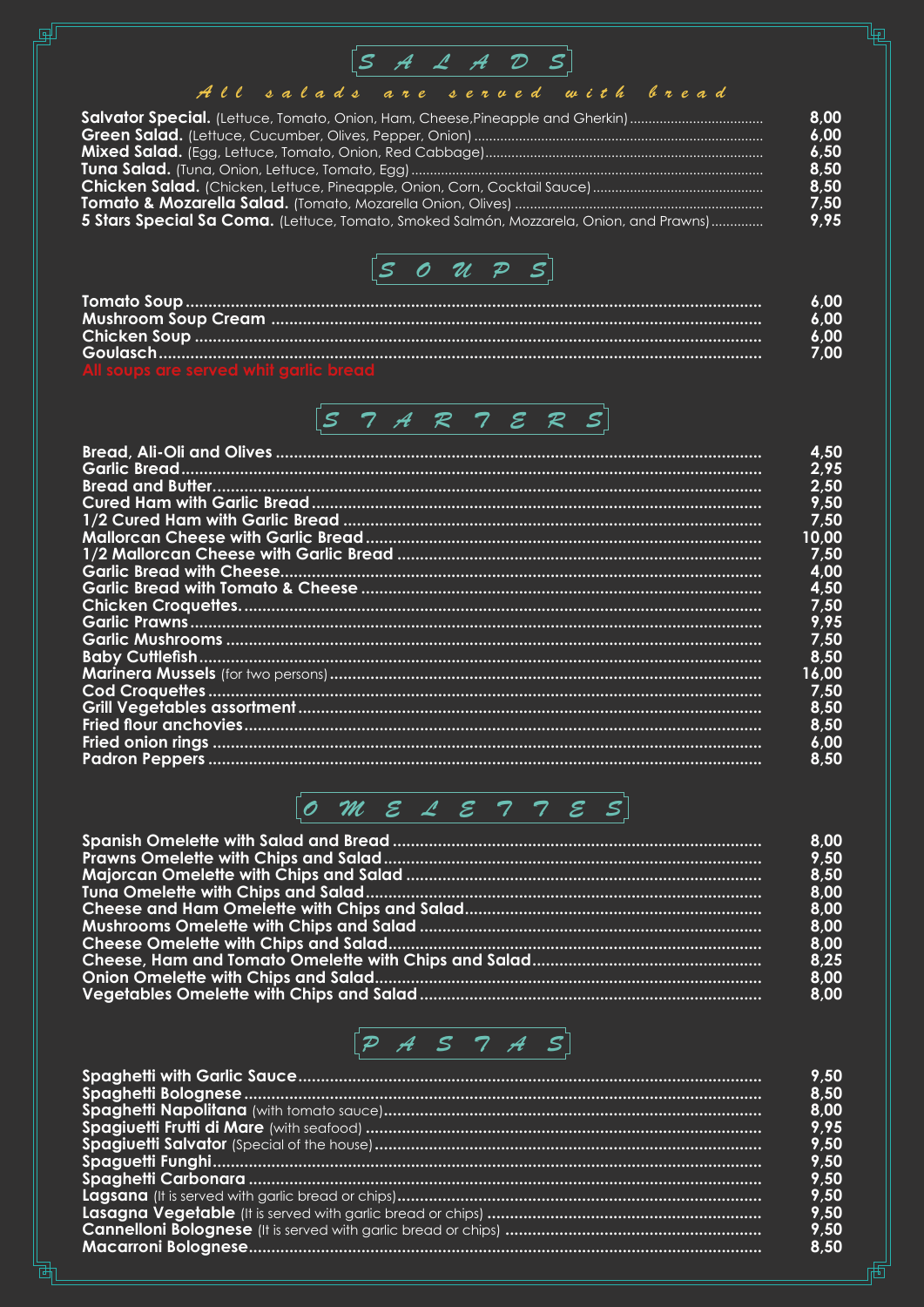# SALADS

*All salads are served with bread*

| Item | Price |
|---|---|
| **Salvator Special.** (Lettuce, Tomato, Onion, Ham, Cheese,Pineapple and Gherkin) | 8,00 |
| **Green Salad.** (Lettuce, Cucumber, Olives, Pepper, Onion) | 6,00 |
| **Mixed Salad.** (Egg, Lettuce, Tomato, Onion, Red Cabbage) | 6,50 |
| **Tuna Salad.** (Tuna, Onion, Lettuce, Tomato, Egg) | 8,50 |
| **Chicken Salad.** (Chicken, Lettuce, Pineapple, Onion, Corn, Cocktail Sauce) | 8,50 |
| **Tomato & Mozarella Salad.** (Tomato, Mozarella Onion, Olives) | 7,50 |
| **5 Stars Special Sa Coma.** (Lettuce, Tomato, Smoked Salmón, Mozzarela, Onion, and Prawns) | 9,95 |

# SOUPS

| Item | Price |
|---|---|
| **Tomato Soup** | 6,00 |
| **Mushroom Soup Cream** | 6,00 |
| **Chicken Soup** | 6,00 |
| **Goulasch** | 7,00 |

All soups are served whit garlic bread

# STARTERS

| Item | Price |
|---|---|
| **Bread, Ali-Oli and Olives** | 4,50 |
| **Garlic Bread** | 2,95 |
| **Bread and Butter** | 2,50 |
| **Cured Ham with Garlic Bread** | 9,50 |
| **1/2 Cured Ham with Garlic Bread** | 7,50 |
| **Mallorcan Cheese with Garlic Bread** | 10,00 |
| **1/2 Mallorcan Cheese with Garlic Bread** | 7,50 |
| **Garlic Bread with Cheese** | 4,00 |
| **Garlic Bread with Tomato & Cheese** | 4,50 |
| **Chicken Croquettes.** | 7,50 |
| **Garlic Prawns** | 9,95 |
| **Garlic Mushrooms** | 7,50 |
| **Baby Cuttlefish** | 8,50 |
| **Marinera Mussels** (for two persons) | 16,00 |
| **Cod Croquettes** | 7,50 |
| **Grill Vegetables assortment** | 8,50 |
| **Fried flour anchovies** | 8,50 |
| **Fried onion rings** | 6,00 |
| **Padron Peppers** | 8,50 |

# OMELETTES

| Item | Price |
|---|---|
| **Spanish Omelette with Salad and Bread** | 8,00 |
| **Prawns Omelette with Chips and Salad** | 9,50 |
| **Majorcan Omelette with Chips and Salad** | 8,50 |
| **Tuna Omelette with Chips and Salad** | 8,00 |
| **Cheese and Ham Omelette with Chips and Salad** | 8,00 |
| **Mushrooms Omelette with Chips and Salad** | 8,00 |
| **Cheese Omelette with Chips and Salad** | 8,00 |
| **Cheese, Ham and Tomato Omelette with Chips and Salad** | 8,25 |
| **Onion Omelette with Chips and Salad** | 8,00 |
| **Vegetables Omelette with Chips and Salad** | 8,00 |

# PASTAS

| Item | Price |
|---|---|
| **Spaghetti with Garlic Sauce** | 9,50 |
| **Spaghetti Bolognese** | 8,50 |
| **Spaghetti Napolitana** (with tomato sauce) | 8,00 |
| **Spagiuetti Frutti di Mare** (with seafood) | 9,95 |
| **Spagiuetti Salvator** (Special of the house) | 9,50 |
| **Spaguetti Funghi** | 9,50 |
| **Spaghetti Carbonara** | 9,50 |
| **Lagsana** (It is served with garlic bread or chips) | 9,50 |
| **Lasagna Vegetable** (It is served with garlic bread or chips) | 9,50 |
| **Cannelloni Bolognese** (It is served with garlic bread or chips) | 9,50 |
| **Macarroni Bolognese** | 8,50 |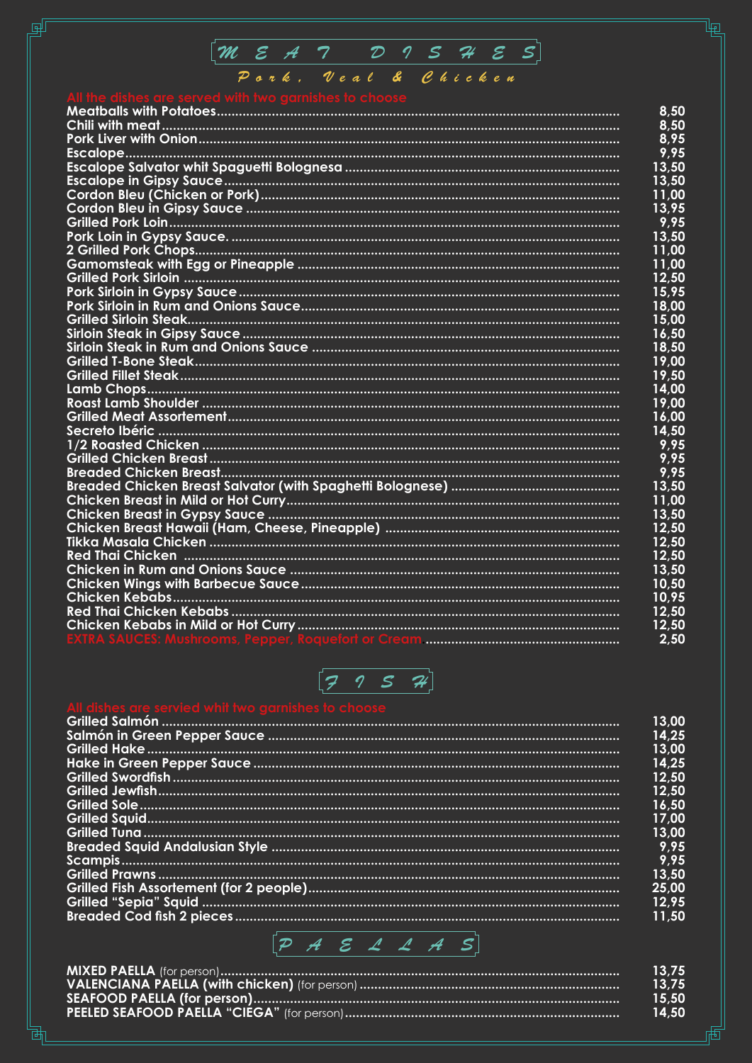# MEAT DISHES

## Pork, Veal & Chicken

All the dishes are served with two garnishes to choose

| Dish | Price |
|---|---|
| Meatballs with Potatoes | 8,50 |
| Chili with meat | 8,50 |
| Pork Liver with Onion | 8,95 |
| Escalope | 9,95 |
| Escalope Salvator whit Spaguetti Bolognesa | 13,50 |
| Escalope in Gipsy Sauce | 13,50 |
| Cordon Bleu (Chicken or Pork) | 11,00 |
| Cordon Bleu in Gipsy Sauce | 13,95 |
| Grilled Pork Loin | 9,95 |
| Pork Loin in Gypsy Sauce. | 13,50 |
| 2 Grilled Pork Chops | 11,00 |
| Gamomsteak with Egg or Pineapple | 11,00 |
| Grilled Pork Sirloin | 12,50 |
| Pork Sirloin in Gypsy Sauce | 15,95 |
| Pork Sirloin in Rum and Onions Sauce | 18,00 |
| Grilled Sirloin Steak | 15,00 |
| Sirloin Steak in Gipsy Sauce | 16,50 |
| Sirloin Steak in Rum and Onions Sauce | 18,50 |
| Grilled T-Bone Steak | 19,00 |
| Grilled Fillet Steak | 19,50 |
| Lamb Chops | 14,00 |
| Roast Lamb Shoulder | 19,00 |
| Grilled Meat Assortement | 16,00 |
| Secreto Ibéric | 14,50 |
| 1/2 Roasted Chicken | 9,95 |
| Grilled Chicken Breast | 9,95 |
| Breaded Chicken Breast | 9,95 |
| Breaded Chicken Breast Salvator (with Spaghetti Bolognese) | 13,50 |
| Chicken Breast in Mild or Hot Curry | 11,00 |
| Chicken Breast in Gypsy Sauce | 13,50 |
| Chicken Breast Hawaii (Ham, Cheese, Pineapple) | 12,50 |
| Tikka Masala Chicken | 12,50 |
| Red Thai Chicken | 12,50 |
| Chicken in Rum and Onions Sauce | 13,50 |
| Chicken Wings with Barbecue Sauce | 10,50 |
| Chicken Kebabs | 10,95 |
| Red Thai Chicken Kebabs | 12,50 |
| Chicken Kebabs in Mild or Hot Curry | 12,50 |
| EXTRA SAUCES: Mushrooms, Pepper, Roquefort or Cream | 2,50 |

# FISH

All dishes are servied whit two garnishes to choose

| Dish | Price |
|---|---|
| Grilled Salmón | 13,00 |
| Salmón in Green Pepper Sauce | 14,25 |
| Grilled Hake | 13,00 |
| Hake in Green Pepper Sauce | 14,25 |
| Grilled Swordfish | 12,50 |
| Grilled Jewfish | 12,50 |
| Grilled Sole | 16,50 |
| Grilled Squid | 17,00 |
| Grilled Tuna | 13,00 |
| Breaded Squid Andalusian Style | 9,95 |
| Scampis | 9,95 |
| Grilled Prawns | 13,50 |
| Grilled Fish Assortement (for 2 people) | 25,00 |
| Grilled "Sepia" Squid | 12,95 |
| Breaded Cod fish 2 pieces | 11,50 |

# PAELLAS

| Dish | Price |
|---|---|
| **MIXED PAELLA** (for person) | 13,75 |
| **VALENCIANA PAELLA (with chicken)** (for person) | 13,75 |
| **SEAFOOD PAELLA (for person)** | 15,50 |
| **PEELED SEAFOOD PAELLA "CIEGA"** (for person) | 14,50 |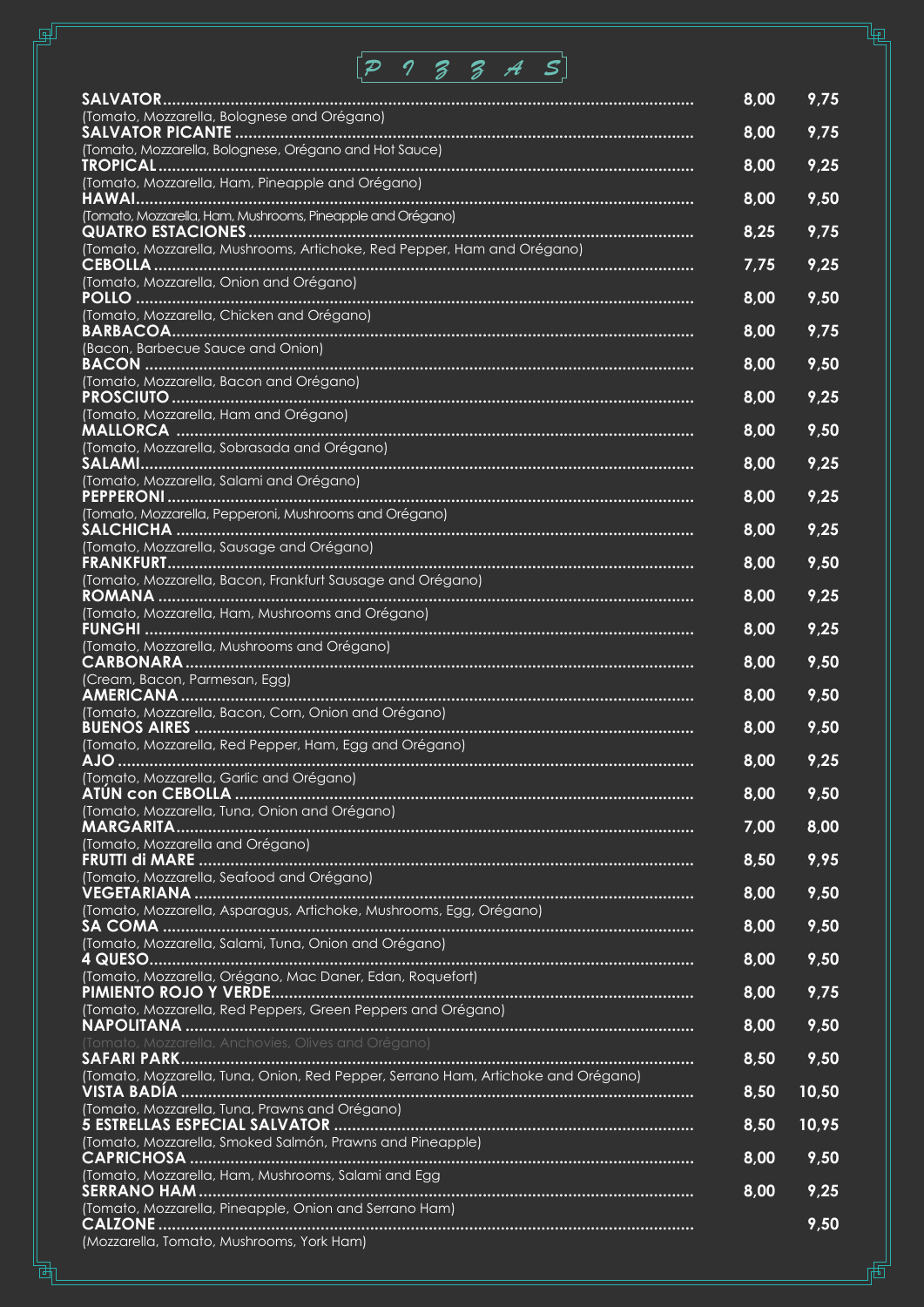# PIZZAS

| Pizza | | |
|---|---|---|
| **SALVATOR**<br>(Tomato, Mozzarella, Bolognese and Orégano) | 8,00 | 9,75 |
| **SALVATOR PICANTE**<br>(Tomato, Mozzarella, Bolognese, Orégano and Hot Sauce) | 8,00 | 9,75 |
| **TROPICAL**<br>(Tomato, Mozzarella, Ham, Pineapple and Orégano) | 8,00 | 9,25 |
| **HAWAI**<br>(Tomato, Mozzarella, Ham, Mushrooms, Pineapple and Orégano) | 8,00 | 9,50 |
| **QUATRO ESTACIONES**<br>(Tomato, Mozzarella, Mushrooms, Artichoke, Red Pepper, Ham and Orégano) | 8,25 | 9,75 |
| **CEBOLLA**<br>(Tomato, Mozzarella, Onion and Orégano) | 7,75 | 9,25 |
| **POLLO**<br>(Tomato, Mozzarella, Chicken and Orégano) | 8,00 | 9,50 |
| **BARBACOA**<br>(Bacon, Barbecue Sauce and Onion) | 8,00 | 9,75 |
| **BACON**<br>(Tomato, Mozzarella, Bacon and Orégano) | 8,00 | 9,50 |
| **PROSCIUTO**<br>(Tomato, Mozzarella, Ham and Orégano) | 8,00 | 9,25 |
| **MALLORCA**<br>(Tomato, Mozzarella, Sobrasada and Orégano) | 8,00 | 9,50 |
| **SALAMI**<br>(Tomato, Mozzarella, Salami and Orégano) | 8,00 | 9,25 |
| **PEPPERONI**<br>(Tomato, Mozzarella, Pepperoni, Mushrooms and Orégano) | 8,00 | 9,25 |
| **SALCHICHA**<br>(Tomato, Mozzarella, Sausage and Orégano) | 8,00 | 9,25 |
| **FRANKFURT**<br>(Tomato, Mozzarella, Bacon, Frankfurt Sausage and Orégano) | 8,00 | 9,50 |
| **ROMANA**<br>(Tomato, Mozzarella, Ham, Mushrooms and Orégano) | 8,00 | 9,25 |
| **FUNGHI**<br>(Tomato, Mozzarella, Mushrooms and Orégano) | 8,00 | 9,25 |
| **CARBONARA**<br>(Cream, Bacon, Parmesan, Egg) | 8,00 | 9,50 |
| **AMERICANA**<br>(Tomato, Mozzarella, Bacon, Corn, Onion and Orégano) | 8,00 | 9,50 |
| **BUENOS AIRES**<br>(Tomato, Mozzarella, Red Pepper, Ham, Egg and Orégano) | 8,00 | 9,50 |
| **AJO**<br>(Tomato, Mozzarella, Garlic and Orégano) | 8,00 | 9,25 |
| **ATÚN con CEBOLLA**<br>(Tomato, Mozzarella, Tuna, Onion and Orégano) | 8,00 | 9,50 |
| **MARGARITA**<br>(Tomato, Mozzarella and Orégano) | 7,00 | 8,00 |
| **FRUTTI di MARE**<br>(Tomato, Mozzarella, Seafood and Orégano) | 8,50 | 9,95 |
| **VEGETARIANA**<br>(Tomato, Mozzarella, Asparagus, Artichoke, Mushrooms, Egg, Orégano) | 8,00 | 9,50 |
| **SA COMA**<br>(Tomato, Mozzarella, Salami, Tuna, Onion and Orégano) | 8,00 | 9,50 |
| **4 QUESO**<br>(Tomato, Mozzarella, Orégano, Mac Daner, Edan, Roquefort) | 8,00 | 9,50 |
| **PIMIENTO ROJO Y VERDE**<br>(Tomato, Mozzarella, Red Peppers, Green Peppers and Orégano) | 8,00 | 9,75 |
| **NAPOLITANA**<br>(Tomato, Mozzarella, Anchovies, Olives and Orégano) | 8,00 | 9,50 |
| **SAFARI PARK**<br>(Tomato, Mozzarella, Tuna, Onion, Red Pepper, Serrano Ham, Artichoke and Orégano) | 8,50 | 9,50 |
| **VISTA BADÍA**<br>(Tomato, Mozzarella, Tuna, Prawns and Orégano) | 8,50 | 10,50 |
| **5 ESTRELLAS ESPECIAL SALVATOR**<br>(Tomato, Mozzarella, Smoked Salmón, Prawns and Pineapple) | 8,50 | 10,95 |
| **CAPRICHOSA**<br>(Tomato, Mozzarella, Ham, Mushrooms, Salami and Egg | 8,00 | 9,50 |
| **SERRANO HAM**<br>(Tomato, Mozzarella, Pineapple, Onion and Serrano Ham) | 8,00 | 9,25 |
| **CALZONE**<br>(Mozzarella, Tomato, Mushrooms, York Ham) | | 9,50 |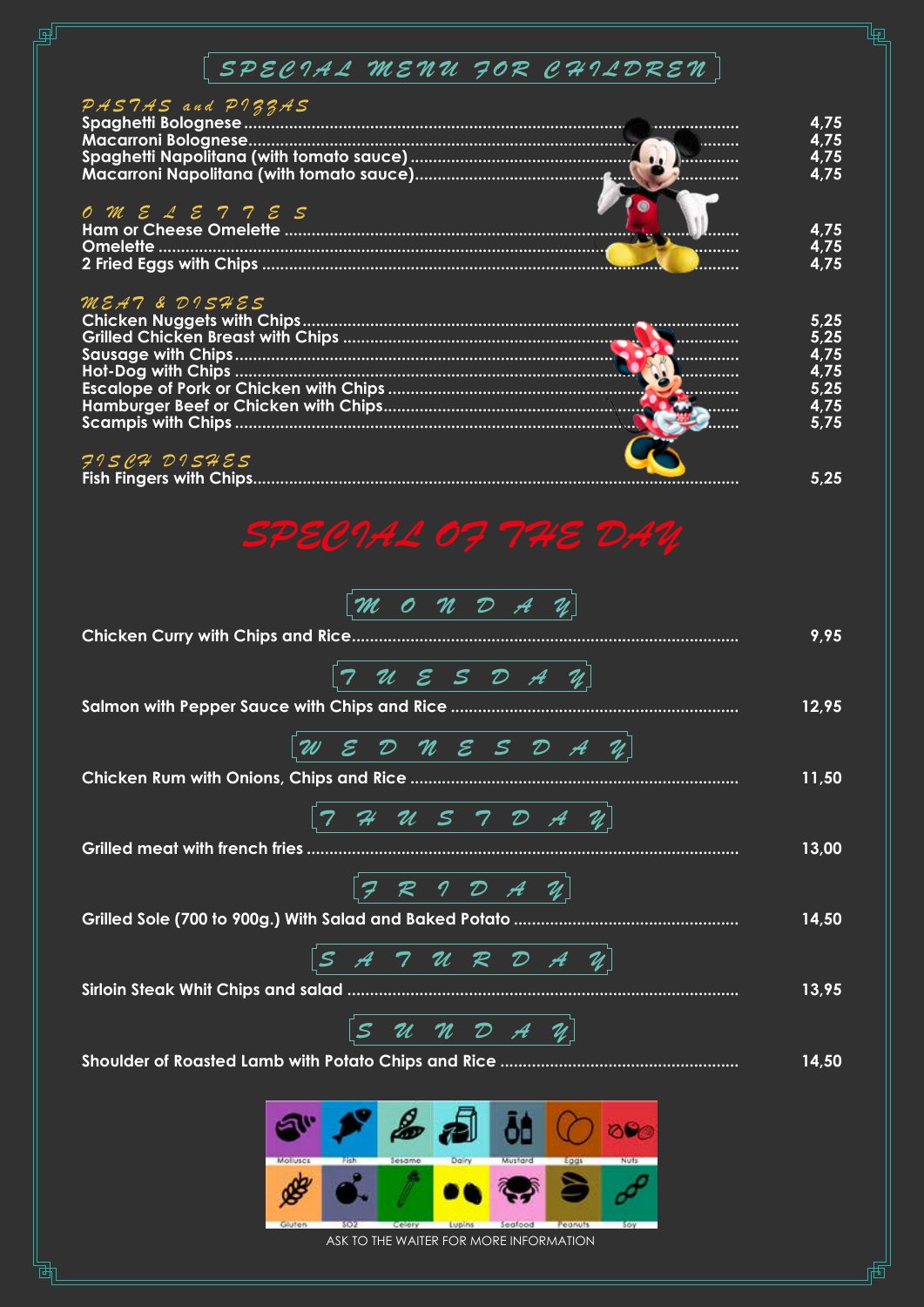# SPECIAL MENU FOR CHILDREN

## PASTAS and PIZZAS

| | |
|---|---|
| Spaghetti Bolognese | 4,75 |
| Macarroni Bolognese | 4,75 |
| Spaghetti Napolitana (with tomato sauce) | 4,75 |
| Macarroni Napolitana (with tomato sauce) | 4,75 |

## OMELETTES

| | |
|---|---|
| Ham or Cheese Omelette | 4,75 |
| Omelette | 4,75 |
| 2 Fried Eggs with Chips | 4,75 |

## MEAT & DISHES

| | |
|---|---|
| Chicken Nuggets with Chips | 5,25 |
| Grilled Chicken Breast with Chips | 5,25 |
| Sausage with Chips | 4,75 |
| Hot-Dog with Chips | 4,75 |
| Escalope of Pork or Chicken with Chips | 5,25 |
| Hamburger Beef or Chicken with Chips | 4,75 |
| Scampis with Chips | 5,75 |

## FISCH DISHES

| | |
|---|---|
| Fish Fingers with Chips | 5,25 |

# SPECIAL OF THE DAY

## MONDAY

Chicken Curry with Chips and Rice .......... 9,95

## TUESDAY

Salmon with Pepper Sauce with Chips and Rice .......... 12,95

## WEDNESDAY

Chicken Rum with Onions, Chips and Rice .......... 11,50

## THUSTDAY

Grilled meat with french fries .......... 13,00

## FRIDAY

Grilled Sole (700 to 900g.) With Salad and Baked Potato .......... 14,50

## SATURDAY

Sirloin Steak Whit Chips and salad .......... 13,95

## SUNDAY

Shoulder of Roasted Lamb with Potato Chips and Rice .......... 14,50

Molluscs, Fish, Sesame, Dairy, Mustard, Eggs, Nuts

Gluten, SO2, Celery, Lupins, Seafood, Peanuts, Soy

ASK TO THE WAITER FOR MORE INFORMATION